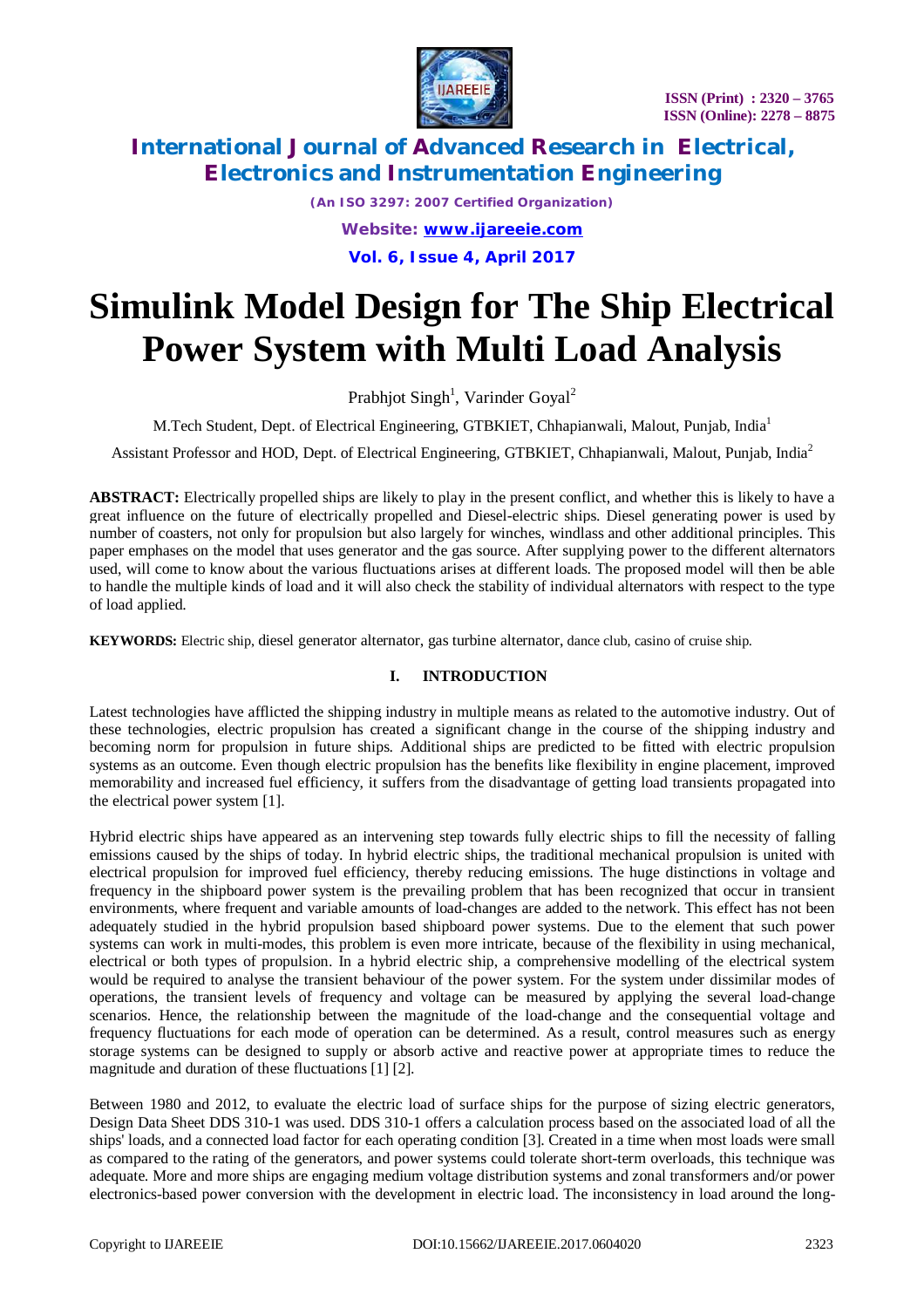# Simulink Model Design for The Ship Electrical Power System with Multi Load Analysis

Prabhjot Singh[1], Varinder Goyal[2]

M.Tech Student, Dept. of Electrical Engineering, GTBKIET, Chhapianwali, Malout, Punjab, India[1]

Assistant Professor and HOD, Dept. of Electrical Engineering, GTBKIET, Chhapianwali, Malout, Punjab, India[2]

**ABSTRACT:** Electrically propelled ships are likely to play in the present conflict, and whether this is likely to have a great influence on the future of electrically propelled and Diesel-electric ships. Diesel generating power is used by number of coasters, not only for propulsion but also largely for winches, windlass and other additional principles. This paper emphases on the model that uses generator and the gas source. After supplying power to the different alternators used, will come to know about the various fluctuations arises at different loads. The proposed model will then be able to handle the multiple kinds of load and it will also check the stability of individual alternators with respect to the type of load applied.

**KEYWORDS:** Electric ship, diesel generator alternator, gas turbine alternator, dance club, casino of cruise ship.

## I. INTRODUCTION

Latest technologies have afflicted the shipping industry in multiple means as related to the automotive industry. Out of these technologies, electric propulsion has created a significant change in the course of the shipping industry and becoming norm for propulsion in future ships. Additional ships are predicted to be fitted with electric propulsion systems as an outcome. Even though electric propulsion has the benefits like flexibility in engine placement, improved memorability and increased fuel efficiency, it suffers from the disadvantage of getting load transients propagated into the electrical power system [1].

Hybrid electric ships have appeared as an intervening step towards fully electric ships to fill the necessity of falling emissions caused by the ships of today. In hybrid electric ships, the traditional mechanical propulsion is united with electrical propulsion for improved fuel efficiency, thereby reducing emissions. The huge distinctions in voltage and frequency in the shipboard power system is the prevailing problem that has been recognized that occur in transient environments, where frequent and variable amounts of load-changes are added to the network. This effect has not been adequately studied in the hybrid propulsion based shipboard power systems. Due to the element that such power systems can work in multi-modes, this problem is even more intricate, because of the flexibility in using mechanical, electrical or both types of propulsion. In a hybrid electric ship, a comprehensive modelling of the electrical system would be required to analyse the transient behaviour of the power system. For the system under dissimilar modes of operations, the transient levels of frequency and voltage can be measured by applying the several load-change scenarios. Hence, the relationship between the magnitude of the load-change and the consequential voltage and frequency fluctuations for each mode of operation can be determined. As a result, control measures such as energy storage systems can be designed to supply or absorb active and reactive power at appropriate times to reduce the magnitude and duration of these fluctuations [1] [2].

Between 1980 and 2012, to evaluate the electric load of surface ships for the purpose of sizing electric generators, Design Data Sheet DDS 310-1 was used. DDS 310-1 offers a calculation process based on the associated load of all the ships' loads, and a connected load factor for each operating condition [3]. Created in a time when most loads were small as compared to the rating of the generators, and power systems could tolerate short-term overloads, this technique was adequate. More and more ships are engaging medium voltage distribution systems and zonal transformers and/or power electronics-based power conversion with the development in electric load. The inconsistency in load around the long-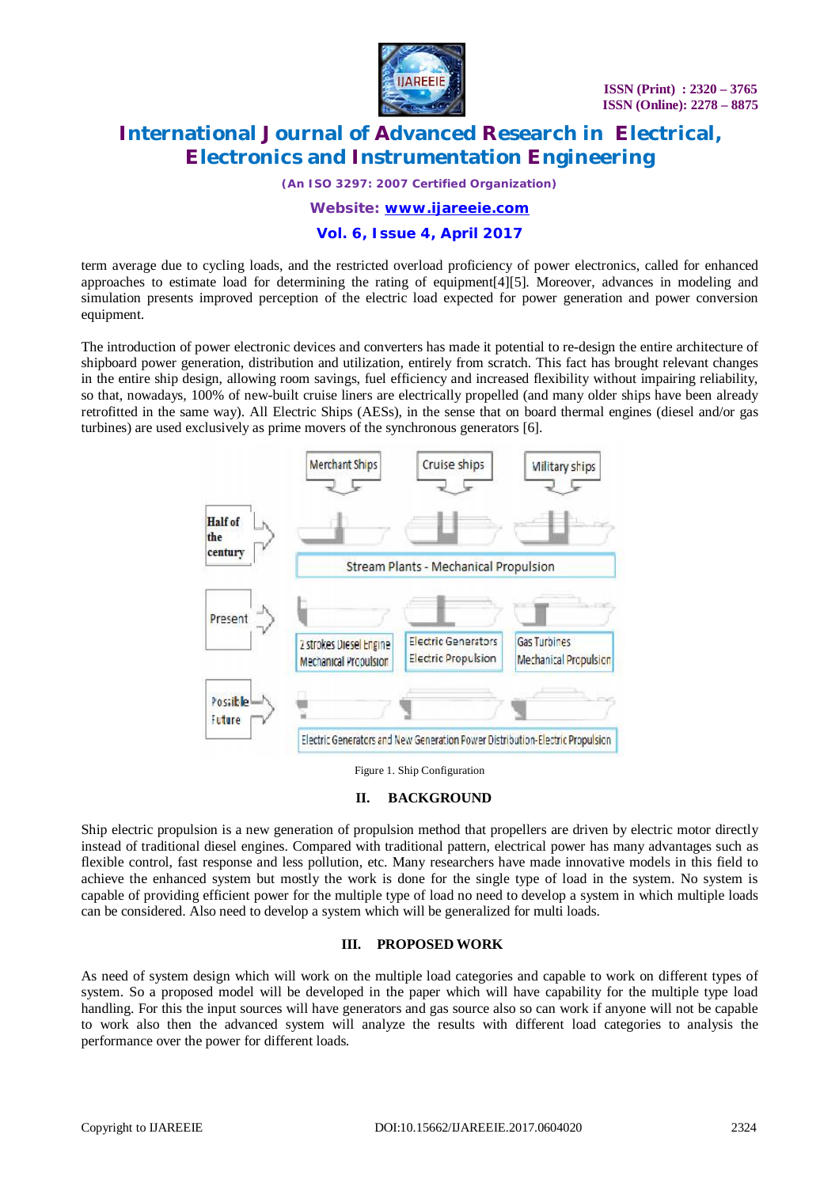term average due to cycling loads, and the restricted overload proficiency of power electronics, called for enhanced approaches to estimate load for determining the rating of equipment[4][5]. Moreover, advances in modeling and simulation presents improved perception of the electric load expected for power generation and power conversion equipment.

The introduction of power electronic devices and converters has made it potential to re-design the entire architecture of shipboard power generation, distribution and utilization, entirely from scratch. This fact has brought relevant changes in the entire ship design, allowing room savings, fuel efficiency and increased flexibility without impairing reliability, so that, nowadays, 100% of new-built cruise liners are electrically propelled (and many older ships have been already retrofitted in the same way). All Electric Ships (AESs), in the sense that on board thermal engines (diesel and/or gas turbines) are used exclusively as prime movers of the synchronous generators [6].

Figure 1. Ship Configuration

## II. BACKGROUND

Ship electric propulsion is a new generation of propulsion method that propellers are driven by electric motor directly instead of traditional diesel engines. Compared with traditional pattern, electrical power has many advantages such as flexible control, fast response and less pollution, etc. Many researchers have made innovative models in this field to achieve the enhanced system but mostly the work is done for the single type of load in the system. No system is capable of providing efficient power for the multiple type of load no need to develop a system in which multiple loads can be considered. Also need to develop a system which will be generalized for multi loads.

## III. PROPOSED WORK

As need of system design which will work on the multiple load categories and capable to work on different types of system. So a proposed model will be developed in the paper which will have capability for the multiple type load handling. For this the input sources will have generators and gas source also so can work if anyone will not be capable to work also then the advanced system will analyze the results with different load categories to analysis the performance over the power for different loads.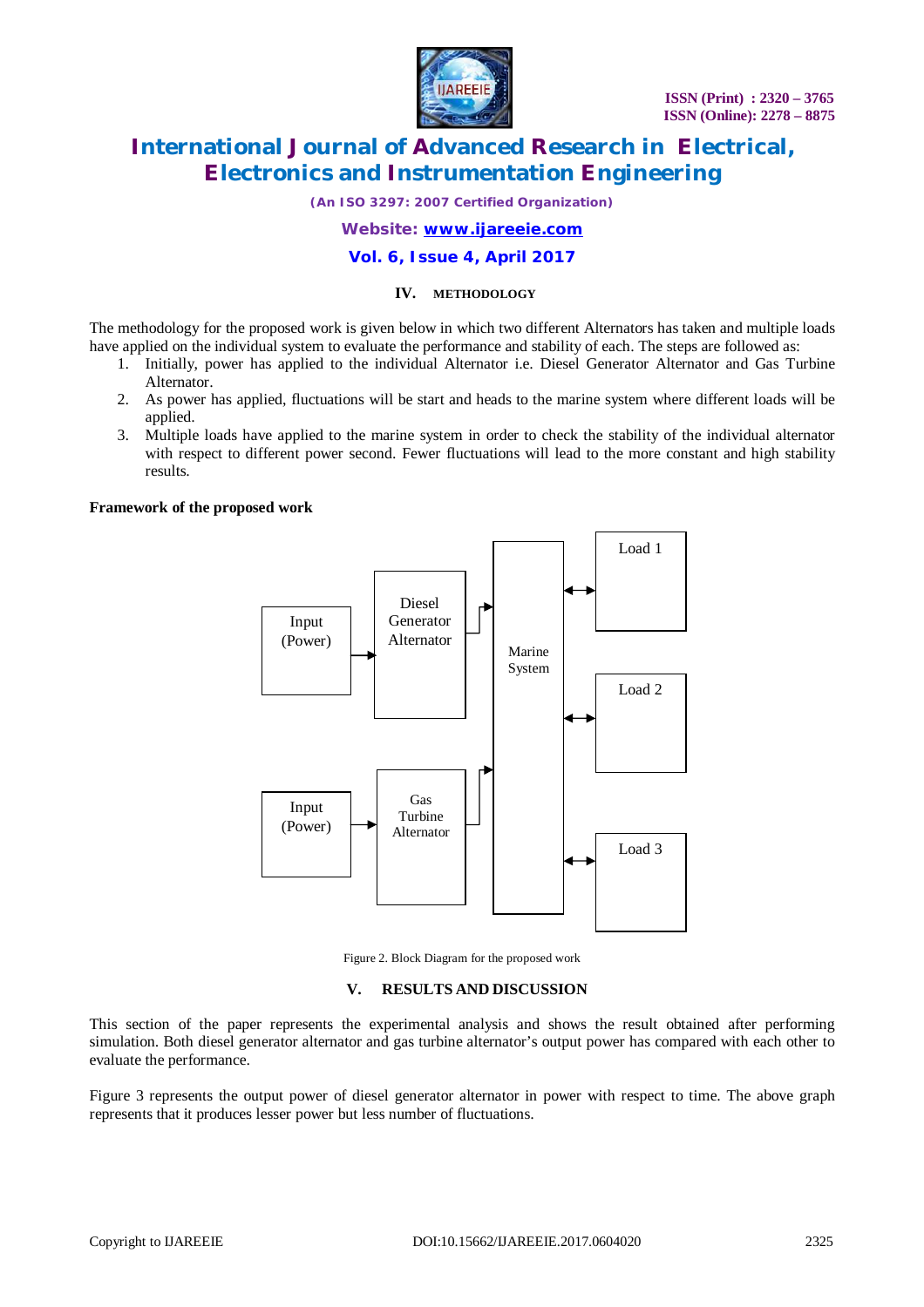## IV. METHODOLOGY

The methodology for the proposed work is given below in which two different Alternators has taken and multiple loads have applied on the individual system to evaluate the performance and stability of each. The steps are followed as:

1. Initially, power has applied to the individual Alternator i.e. Diesel Generator Alternator and Gas Turbine Alternator.
2. As power has applied, fluctuations will be start and heads to the marine system where different loads will be applied.
3. Multiple loads have applied to the marine system in order to check the stability of the individual alternator with respect to different power second. Fewer fluctuations will lead to the more constant and high stability results.

**Framework of the proposed work**

Input (Power) → Diesel Generator Alternator → Marine System

Input (Power) → Gas Turbine Alternator → Marine System

Marine System ↔ Load 1

Marine System ↔ Load 2

Marine System ↔ Load 3

Figure 2. Block Diagram for the proposed work

## V. RESULTS AND DISCUSSION

This section of the paper represents the experimental analysis and shows the result obtained after performing simulation. Both diesel generator alternator and gas turbine alternator's output power has compared with each other to evaluate the performance.

Figure 3 represents the output power of diesel generator alternator in power with respect to time. The above graph represents that it produces lesser power but less number of fluctuations.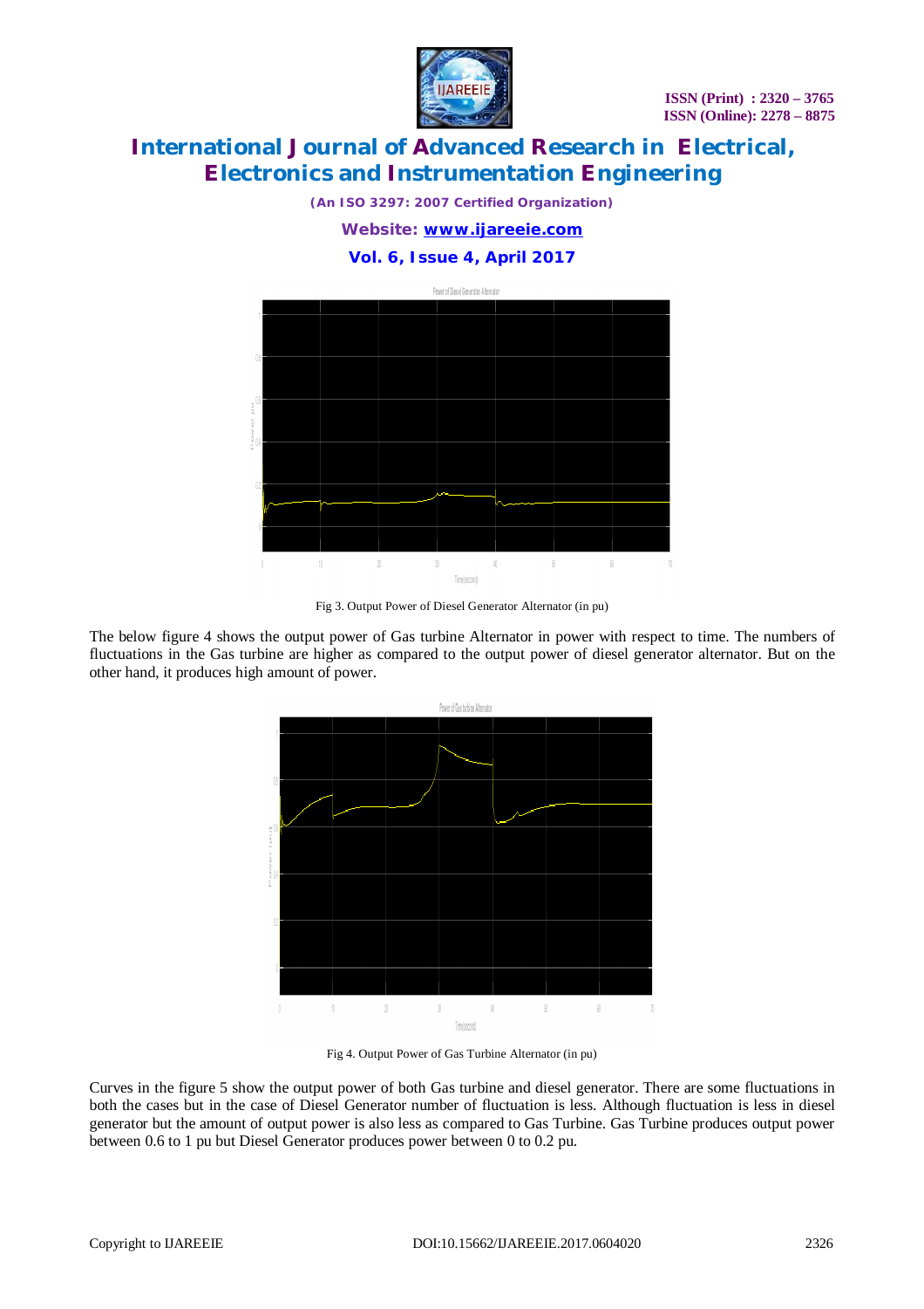Fig 3. Output Power of Diesel Generator Alternator (in pu)

The below figure 4 shows the output power of Gas turbine Alternator in power with respect to time. The numbers of fluctuations in the Gas turbine are higher as compared to the output power of diesel generator alternator. But on the other hand, it produces high amount of power.

Fig 4. Output Power of Gas Turbine Alternator (in pu)

Curves in the figure 5 show the output power of both Gas turbine and diesel generator. There are some fluctuations in both the cases but in the case of Diesel Generator number of fluctuation is less. Although fluctuation is less in diesel generator but the amount of output power is also less as compared to Gas Turbine. Gas Turbine produces output power between 0.6 to 1 pu but Diesel Generator produces power between 0 to 0.2 pu.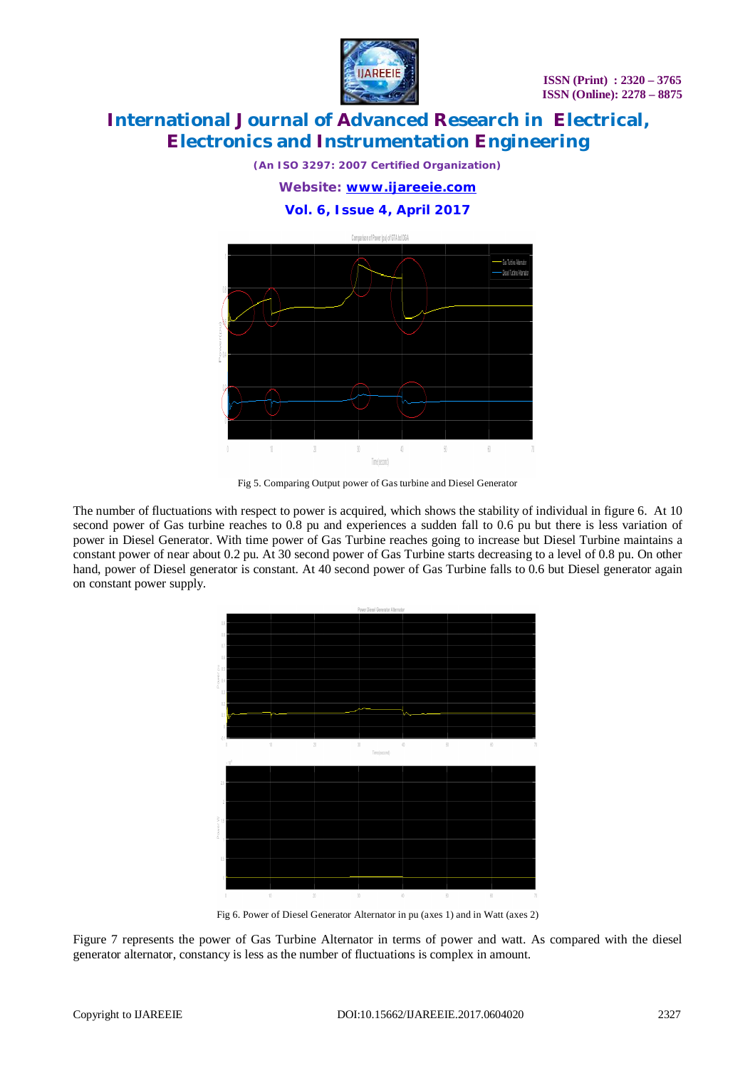Fig 5. Comparing Output power of Gas turbine and Diesel Generator

The number of fluctuations with respect to power is acquired, which shows the stability of individual in figure 6. At 10 second power of Gas turbine reaches to 0.8 pu and experiences a sudden fall to 0.6 pu but there is less variation of power in Diesel Generator. With time power of Gas Turbine reaches going to increase but Diesel Turbine maintains a constant power of near about 0.2 pu. At 30 second power of Gas Turbine starts decreasing to a level of 0.8 pu. On other hand, power of Diesel generator is constant. At 40 second power of Gas Turbine falls to 0.6 but Diesel generator again on constant power supply.

Fig 6. Power of Diesel Generator Alternator in pu (axes 1) and in Watt (axes 2)

Figure 7 represents the power of Gas Turbine Alternator in terms of power and watt. As compared with the diesel generator alternator, constancy is less as the number of fluctuations is complex in amount.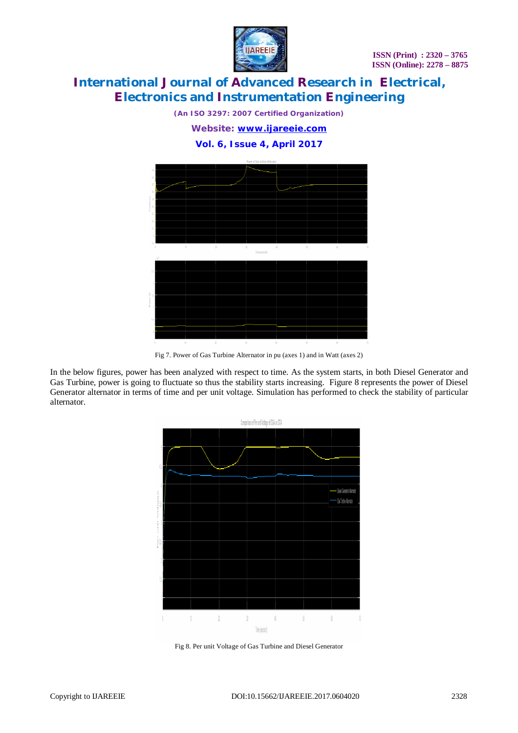Fig 7. Power of Gas Turbine Alternator in pu (axes 1) and in Watt (axes 2)

In the below figures, power has been analyzed with respect to time. As the system starts, in both Diesel Generator and Gas Turbine, power is going to fluctuate so thus the stability starts increasing. Figure 8 represents the power of Diesel Generator alternator in terms of time and per unit voltage. Simulation has performed to check the stability of particular alternator.

Fig 8. Per unit Voltage of Gas Turbine and Diesel Generator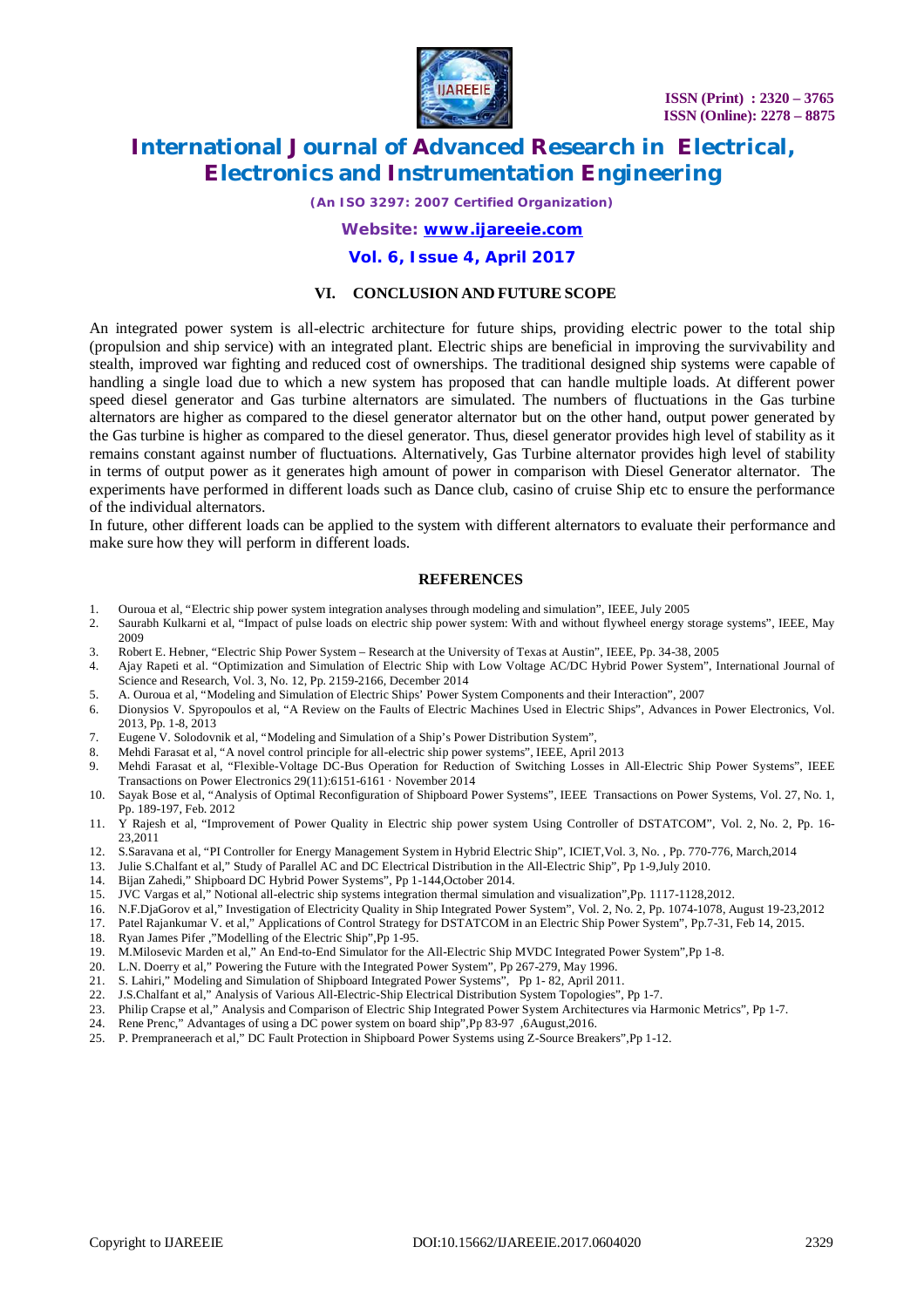## VI. CONCLUSION AND FUTURE SCOPE

An integrated power system is all-electric architecture for future ships, providing electric power to the total ship (propulsion and ship service) with an integrated plant. Electric ships are beneficial in improving the survivability and stealth, improved war fighting and reduced cost of ownerships. The traditional designed ship systems were capable of handling a single load due to which a new system has proposed that can handle multiple loads. At different power speed diesel generator and Gas turbine alternators are simulated. The numbers of fluctuations in the Gas turbine alternators are higher as compared to the diesel generator alternator but on the other hand, output power generated by the Gas turbine is higher as compared to the diesel generator. Thus, diesel generator provides high level of stability as it remains constant against number of fluctuations. Alternatively, Gas Turbine alternator provides high level of stability in terms of output power as it generates high amount of power in comparison with Diesel Generator alternator. The experiments have performed in different loads such as Dance club, casino of cruise Ship etc to ensure the performance of the individual alternators.

In future, other different loads can be applied to the system with different alternators to evaluate their performance and make sure how they will perform in different loads.

## REFERENCES

1. Ouroua et al, "Electric ship power system integration analyses through modeling and simulation", IEEE, July 2005
2. Saurabh Kulkarni et al, "Impact of pulse loads on electric ship power system: With and without flywheel energy storage systems", IEEE, May 2009
3. Robert E. Hebner, "Electric Ship Power System – Research at the University of Texas at Austin", IEEE, Pp. 34-38, 2005
4. Ajay Rapeti et al. "Optimization and Simulation of Electric Ship with Low Voltage AC/DC Hybrid Power System", International Journal of Science and Research, Vol. 3, No. 12, Pp. 2159-2166, December 2014
5. A. Ouroua et al, "Modeling and Simulation of Electric Ships' Power System Components and their Interaction", 2007
6. Dionysios V. Spyropoulos et al, "A Review on the Faults of Electric Machines Used in Electric Ships", Advances in Power Electronics, Vol. 2013, Pp. 1-8, 2013
7. Eugene V. Solodovnik et al, "Modeling and Simulation of a Ship's Power Distribution System",
8. Mehdi Farasat et al, "A novel control principle for all-electric ship power systems", IEEE, April 2013
9. Mehdi Farasat et al, "Flexible-Voltage DC-Bus Operation for Reduction of Switching Losses in All-Electric Ship Power Systems", IEEE Transactions on Power Electronics 29(11):6151-6161 · November 2014
10. Sayak Bose et al, "Analysis of Optimal Reconfiguration of Shipboard Power Systems", IEEE Transactions on Power Systems, Vol. 27, No. 1, Pp. 189-197, Feb. 2012
11. Y Rajesh et al, "Improvement of Power Quality in Electric ship power system Using Controller of DSTATCOM", Vol. 2, No. 2, Pp. 16-23,2011
12. S.Saravana et al, "PI Controller for Energy Management System in Hybrid Electric Ship", ICIET,Vol. 3, No. , Pp. 770-776, March,2014
13. Julie S.Chalfant et al," Study of Parallel AC and DC Electrical Distribution in the All-Electric Ship", Pp 1-9,July 2010.
14. Bijan Zahedi," Shipboard DC Hybrid Power Systems", Pp 1-144,October 2014.
15. JVC Vargas et al," Notional all-electric ship systems integration thermal simulation and visualization",Pp. 1117-1128,2012.
16. N.F.DjaGorov et al," Investigation of Electricity Quality in Ship Integrated Power System", Vol. 2, No. 2, Pp. 1074-1078, August 19-23,2012
17. Patel Rajankumar V. et al," Applications of Control Strategy for DSTATCOM in an Electric Ship Power System", Pp.7-31, Feb 14, 2015.
18. Ryan James Pifer ,"Modelling of the Electric Ship",Pp 1-95.
19. M.Milosevic Marden et al," An End-to-End Simulator for the All-Electric Ship MVDC Integrated Power System",Pp 1-8.
20. L.N. Doerry et al," Powering the Future with the Integrated Power System", Pp 267-279, May 1996.
21. S. Lahiri," Modeling and Simulation of Shipboard Integrated Power Systems", Pp 1- 82, April 2011.
22. J.S.Chalfant et al," Analysis of Various All-Electric-Ship Electrical Distribution System Topologies", Pp 1-7.
23. Philip Crapse et al," Analysis and Comparison of Electric Ship Integrated Power System Architectures via Harmonic Metrics", Pp 1-7.
24. Rene Prenc," Advantages of using a DC power system on board ship",Pp 83-97 ,6August,2016.
25. P. Prempraneerach et al," DC Fault Protection in Shipboard Power Systems using Z-Source Breakers",Pp 1-12.